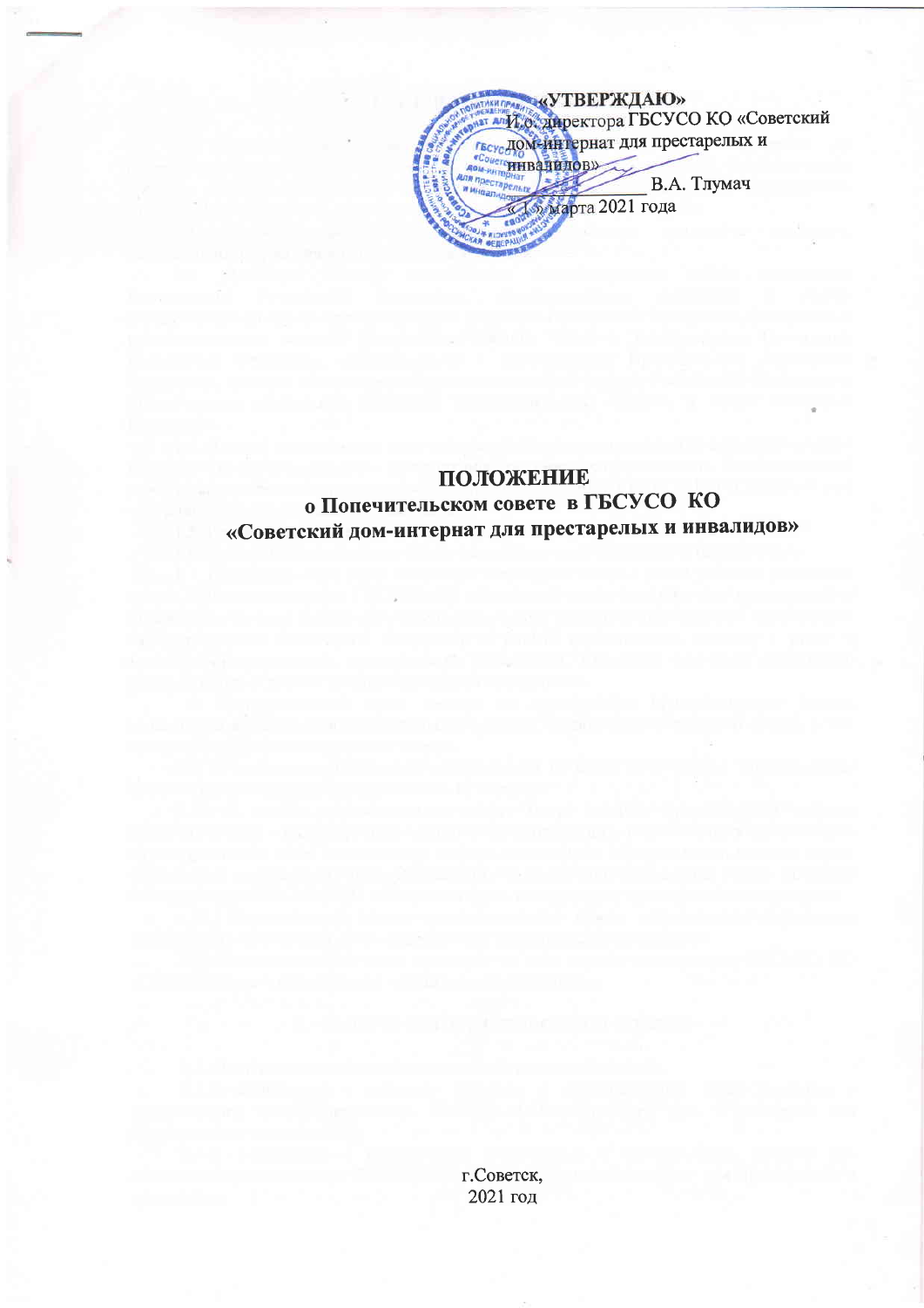«УТВЕРЖДАЮ»
И.о. директора ГБСУСО КО «Советский дом-интернат для престарелых и инвалидов»
_____________ В.А. Тлумач
«1» марта 2021 года

# ПОЛОЖЕНИЕ
## о Попечительском совете в ГБСУСО КО «Советский дом-интернат для престарелых и инвалидов»

г.Советск,
2021 год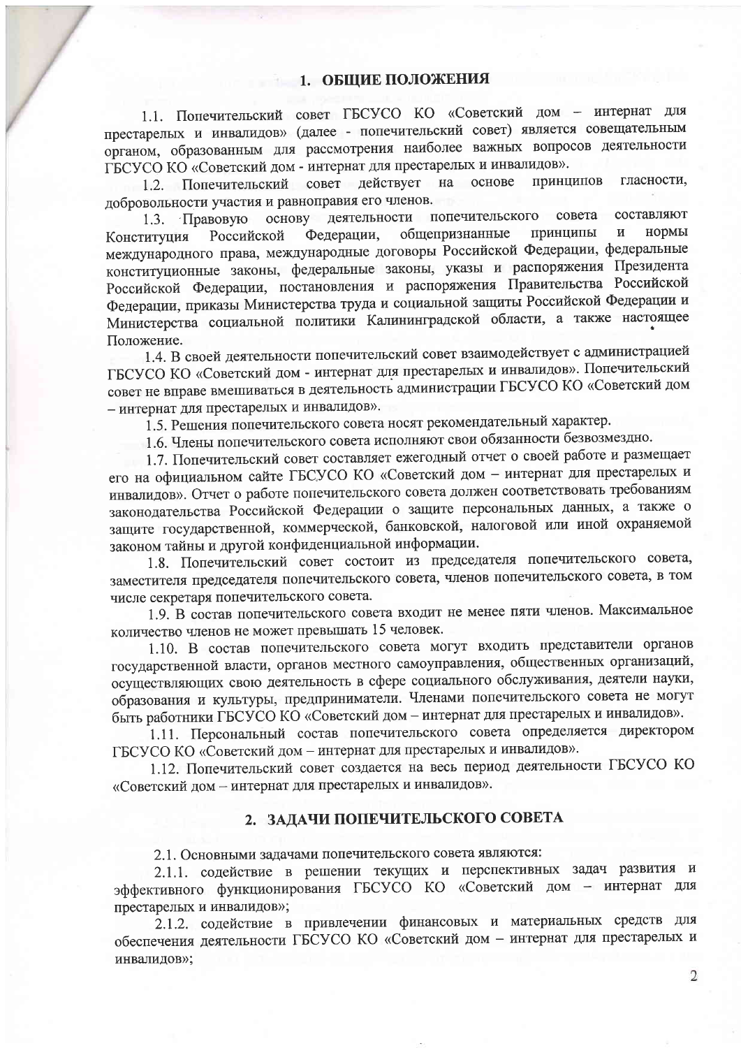## 1. ОБЩИЕ ПОЛОЖЕНИЯ

1.1. Попечительский совет ГБСУСО КО «Советский дом – интернат для престарелых и инвалидов» (далее - попечительский совет) является совещательным органом, образованным для рассмотрения наиболее важных вопросов деятельности ГБСУСО КО «Советский дом - интернат для престарелых и инвалидов».

1.2. Попечительский совет действует на основе принципов гласности, добровольности участия и равноправия его членов.

1.3. Правовую основу деятельности попечительского совета составляют Конституция Российской Федерации, общепризнанные принципы и нормы международного права, международные договоры Российской Федерации, федеральные конституционные законы, федеральные законы, указы и распоряжения Президента Российской Федерации, постановления и распоряжения Правительства Российской Федерации, приказы Министерства труда и социальной защиты Российской Федерации и Министерства социальной политики Калининградской области, а также настоящее Положение.

1.4. В своей деятельности попечительский совет взаимодействует с администрацией ГБСУСО КО «Советский дом - интернат для престарелых и инвалидов». Попечительский совет не вправе вмешиваться в деятельность администрации ГБСУСО КО «Советский дом – интернат для престарелых и инвалидов».

1.5. Решения попечительского совета носят рекомендательный характер.

1.6. Члены попечительского совета исполняют свои обязанности безвозмездно.

1.7. Попечительский совет составляет ежегодный отчет о своей работе и размещает его на официальном сайте ГБСУСО КО «Советский дом – интернат для престарелых и инвалидов». Отчет о работе попечительского совета должен соответствовать требованиям законодательства Российской Федерации о защите персональных данных, а также о защите государственной, коммерческой, банковской, налоговой или иной охраняемой законом тайны и другой конфиденциальной информации.

1.8. Попечительский совет состоит из председателя попечительского совета, заместителя председателя попечительского совета, членов попечительского совета, в том числе секретаря попечительского совета.

1.9. В состав попечительского совета входит не менее пяти членов. Максимальное количество членов не может превышать 15 человек.

1.10. В состав попечительского совета могут входить представители органов государственной власти, органов местного самоуправления, общественных организаций, осуществляющих свою деятельность в сфере социального обслуживания, деятели науки, образования и культуры, предприниматели. Членами попечительского совета не могут быть работники ГБСУСО КО «Советский дом – интернат для престарелых и инвалидов».

1.11. Персональный состав попечительского совета определяется директором ГБСУСО КО «Советский дом – интернат для престарелых и инвалидов».

1.12. Попечительский совет создается на весь период деятельности ГБСУСО КО «Советский дом – интернат для престарелых и инвалидов».

## 2. ЗАДАЧИ ПОПЕЧИТЕЛЬСКОГО СОВЕТА

2.1. Основными задачами попечительского совета являются:

2.1.1. содействие в решении текущих и перспективных задач развития и эффективного функционирования ГБСУСО КО «Советский дом – интернат для престарелых и инвалидов»;

2.1.2. содействие в привлечении финансовых и материальных средств для обеспечения деятельности ГБСУСО КО «Советский дом – интернат для престарелых и инвалидов»;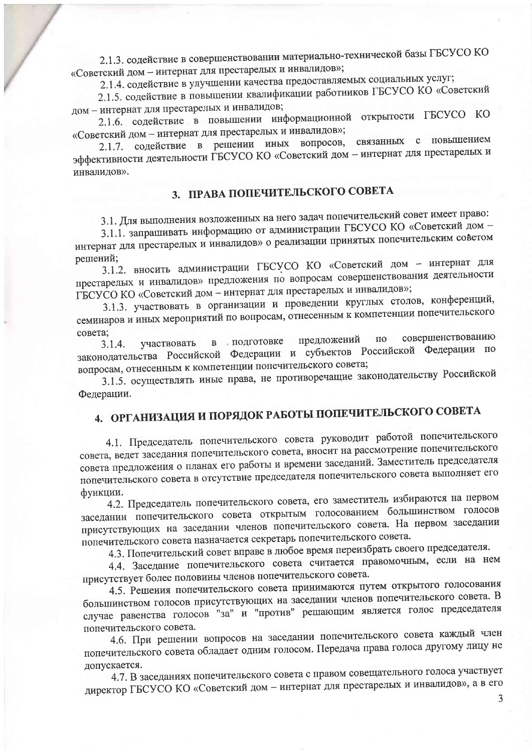2.1.3. содействие в совершенствовании материально-технической базы ГБСУСО КО «Советский дом – интернат для престарелых и инвалидов»;

2.1.4. содействие в улучшении качества предоставляемых социальных услуг;

2.1.5. содействие в повышении квалификации работников ГБСУСО КО «Советский дом – интернат для престарелых и инвалидов;

2.1.6. содействие в повышении информационной открытости ГБСУСО КО «Советский дом – интернат для престарелых и инвалидов»;

2.1.7. содействие в решении иных вопросов, связанных с повышением эффективности деятельности ГБСУСО КО «Советский дом – интернат для престарелых и инвалидов».

## 3. ПРАВА ПОПЕЧИТЕЛЬСКОГО СОВЕТА

3.1. Для выполнения возложенных на него задач попечительский совет имеет право:

3.1.1. запрашивать информацию от администрации ГБСУСО КО «Советский дом – интернат для престарелых и инвалидов» о реализации принятых попечительским советом решений;

3.1.2. вносить администрации ГБСУСО КО «Советский дом – интернат для престарелых и инвалидов» предложения по вопросам совершенствования деятельности ГБСУСО КО «Советский дом – интернат для престарелых и инвалидов»;

3.1.3. участвовать в организации и проведении круглых столов, конференций, семинаров и иных мероприятий по вопросам, отнесенным к компетенции попечительского совета;

3.1.4. участвовать в подготовке предложений по совершенствованию законодательства Российской Федерации и субъектов Российской Федерации по вопросам, отнесенным к компетенции попечительского совета;

3.1.5. осуществлять иные права, не противоречащие законодательству Российской Федерации.

## 4. ОРГАНИЗАЦИЯ И ПОРЯДОК РАБОТЫ ПОПЕЧИТЕЛЬСКОГО СОВЕТА

4.1. Председатель попечительского совета руководит работой попечительского совета, ведет заседания попечительского совета, вносит на рассмотрение попечительского совета предложения о планах его работы и времени заседаний. Заместитель председателя попечительского совета в отсутствие председателя попечительского совета выполняет его функции.

4.2. Председатель попечительского совета, его заместитель избираются на первом заседании попечительского совета открытым голосованием большинством голосов присутствующих на заседании членов попечительского совета. На первом заседании попечительского совета назначается секретарь попечительского совета.

4.3. Попечительский совет вправе в любое время переизбрать своего председателя.

4.4. Заседание попечительского совета считается правомочным, если на нем присутствует более половины членов попечительского совета.

4.5. Решения попечительского совета принимаются путем открытого голосования большинством голосов присутствующих на заседании членов попечительского совета. В случае равенства голосов "за" и "против" решающим является голос председателя попечительского совета.

4.6. При решении вопросов на заседании попечительского совета каждый член попечительского совета обладает одним голосом. Передача права голоса другому лицу не допускается.

4.7. В заседаниях попечительского совета с правом совещательного голоса участвует директор ГБСУСО КО «Советский дом – интернат для престарелых и инвалидов», а в его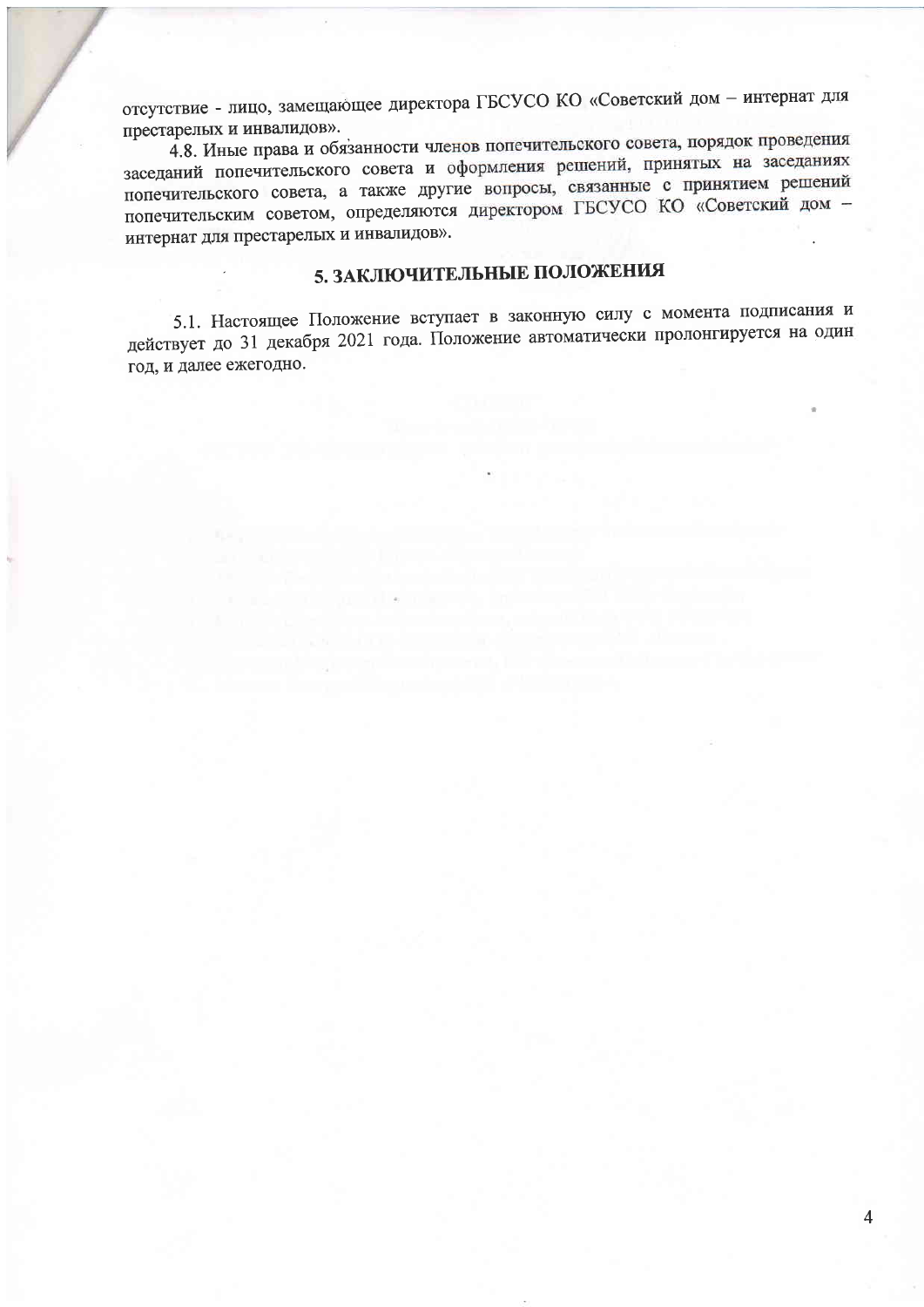отсутствие - лицо, замещающее директора ГБСУСО КО «Советский дом – интернат для престарелых и инвалидов».

4.8. Иные права и обязанности членов попечительского совета, порядок проведения заседаний попечительского совета и оформления решений, принятых на заседаниях попечительского совета, а также другие вопросы, связанные с принятием решений попечительским советом, определяются директором ГБСУСО КО «Советский дом – интернат для престарелых и инвалидов».

## 5. ЗАКЛЮЧИТЕЛЬНЫЕ ПОЛОЖЕНИЯ

5.1. Настоящее Положение вступает в законную силу с момента подписания и действует до 31 декабря 2021 года. Положение автоматически пролонгируется на один год, и далее ежегодно.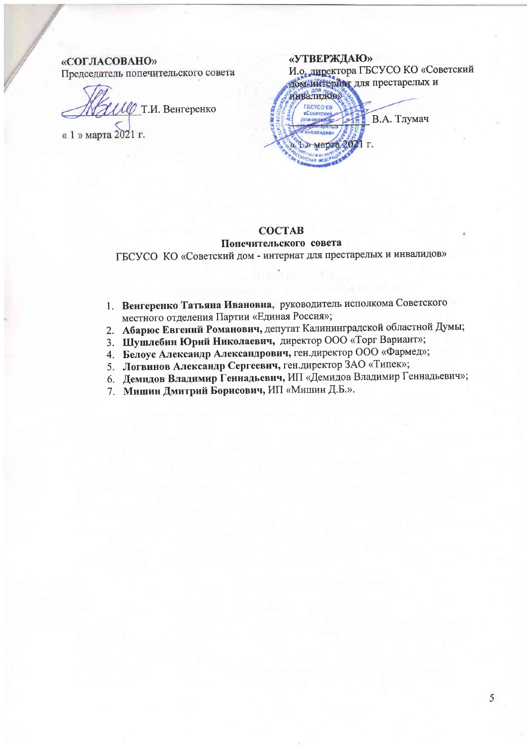**«СОГЛАСОВАНО»**
Председатель попечительского совета

_____________ Т.И. Венгеренко

« 1 » марта 2021 г.

**«УТВЕРЖДАЮ»**
И.о. директора ГБСУСО КО «Советский дом-интернат для престарелых и инвалидов»

_____________ В.А. Тлумач

« 1 » марта 2021 г.

**СОСТАВ**
**Попечительского совета**
ГБСУСО КО «Советский дом - интернат для престарелых и инвалидов»

1. **Венгеренко Татьяна Ивановна**, руководитель исполкома Советского местного отделения Партии «Единая Россия»;
2. **Абарюс Евгений Романович,** депутат Калининградской областной Думы;
3. **Шушлебин Юрий Николаевич,** директор ООО «Торг Вариант»;
4. **Белоус Александр Александрович,** ген.директор ООО «Фармед»;
5. **Логвинов Александр Сергеевич,** ген.директор ЗАО «Типек»;
6. **Демидов Владимир Геннадьевич,** ИП «Демидов Владимир Геннадьевич»;
7. **Мишин Дмитрий Борисович,** ИП «Мишин Д.Б.».